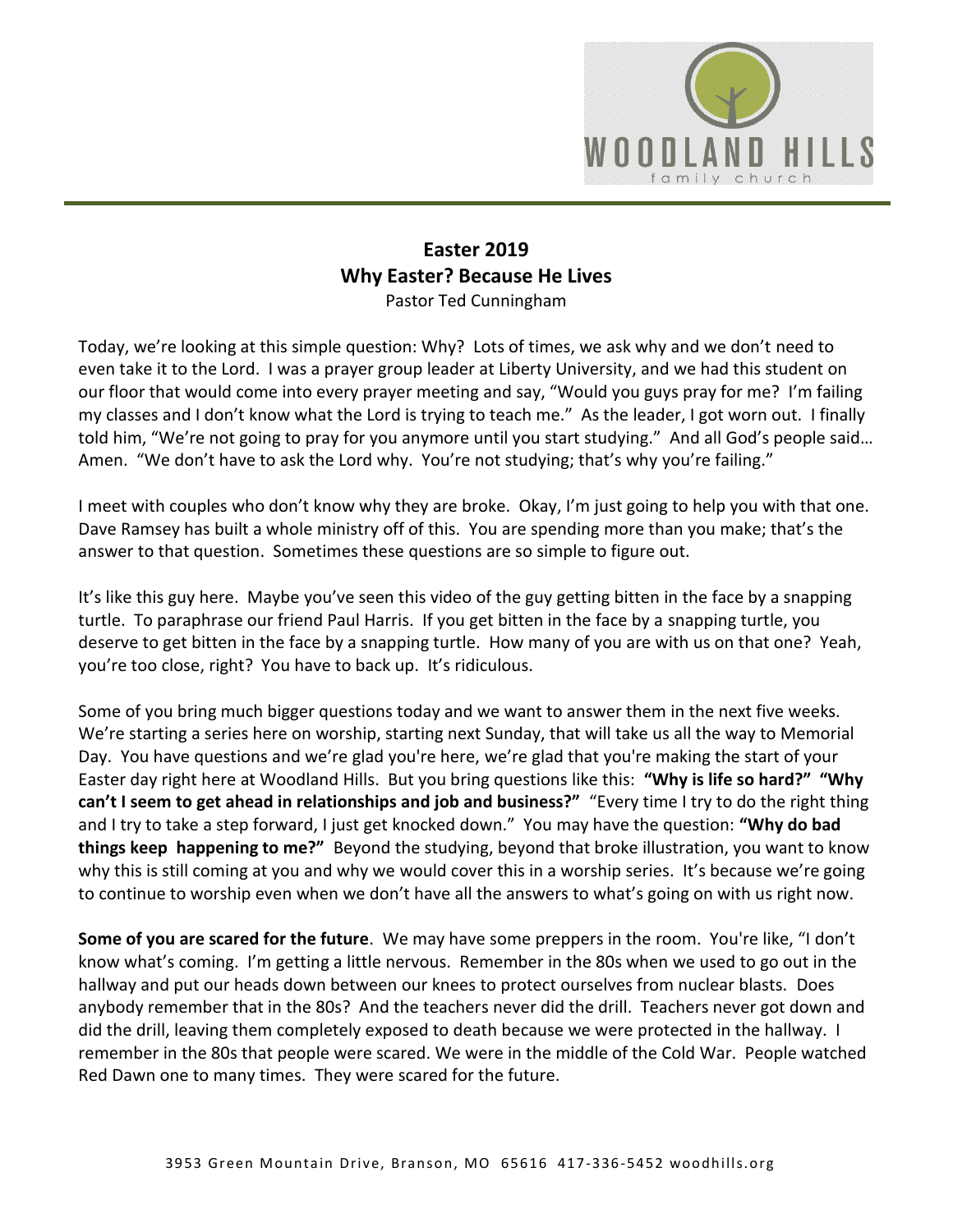# Easter 2019
## Why Easter? Because He Lives
Pastor Ted Cunningham

Today, we're looking at this simple question: Why? Lots of times, we ask why and we don't need to even take it to the Lord. I was a prayer group leader at Liberty University, and we had this student on our floor that would come into every prayer meeting and say, "Would you guys pray for me? I'm failing my classes and I don't know what the Lord is trying to teach me." As the leader, I got worn out. I finally told him, "We're not going to pray for you anymore until you start studying." And all God's people said… Amen. "We don't have to ask the Lord why. You're not studying; that's why you're failing."

I meet with couples who don't know why they are broke. Okay, I'm just going to help you with that one. Dave Ramsey has built a whole ministry off of this. You are spending more than you make; that's the answer to that question. Sometimes these questions are so simple to figure out.

It's like this guy here. Maybe you've seen this video of the guy getting bitten in the face by a snapping turtle. To paraphrase our friend Paul Harris. If you get bitten in the face by a snapping turtle, you deserve to get bitten in the face by a snapping turtle. How many of you are with us on that one? Yeah, you're too close, right? You have to back up. It's ridiculous.

Some of you bring much bigger questions today and we want to answer them in the next five weeks. We're starting a series here on worship, starting next Sunday, that will take us all the way to Memorial Day. You have questions and we're glad you're here, we're glad that you're making the start of your Easter day right here at Woodland Hills. But you bring questions like this: **"Why is life so hard?" "Why can't I seem to get ahead in relationships and job and business?"** "Every time I try to do the right thing and I try to take a step forward, I just get knocked down." You may have the question: **"Why do bad things keep happening to me?"** Beyond the studying, beyond that broke illustration, you want to know why this is still coming at you and why we would cover this in a worship series. It's because we're going to continue to worship even when we don't have all the answers to what's going on with us right now.

**Some of you are scared for the future**. We may have some preppers in the room. You're like, "I don't know what's coming. I'm getting a little nervous. Remember in the 80s when we used to go out in the hallway and put our heads down between our knees to protect ourselves from nuclear blasts. Does anybody remember that in the 80s? And the teachers never did the drill. Teachers never got down and did the drill, leaving them completely exposed to death because we were protected in the hallway. I remember in the 80s that people were scared. We were in the middle of the Cold War. People watched Red Dawn one to many times. They were scared for the future.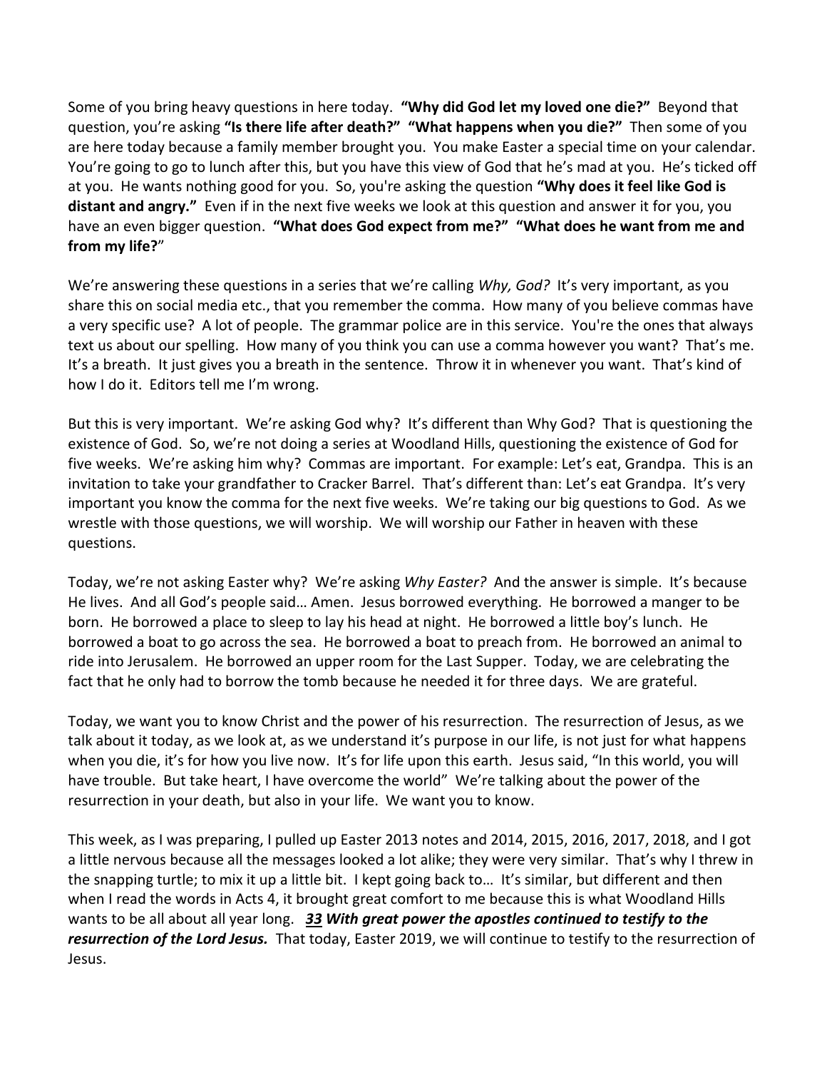Some of you bring heavy questions in here today. **"Why did God let my loved one die?"** Beyond that question, you're asking **"Is there life after death?" "What happens when you die?"** Then some of you are here today because a family member brought you. You make Easter a special time on your calendar. You're going to go to lunch after this, but you have this view of God that he's mad at you. He's ticked off at you. He wants nothing good for you. So, you're asking the question **"Why does it feel like God is distant and angry."** Even if in the next five weeks we look at this question and answer it for you, you have an even bigger question. **"What does God expect from me?" "What does he want from me and from my life?"**"

We're answering these questions in a series that we're calling *Why, God?* It's very important, as you share this on social media etc., that you remember the comma. How many of you believe commas have a very specific use? A lot of people. The grammar police are in this service. You're the ones that always text us about our spelling. How many of you think you can use a comma however you want? That's me. It's a breath. It just gives you a breath in the sentence. Throw it in whenever you want. That's kind of how I do it. Editors tell me I'm wrong.

But this is very important. We're asking God why? It's different than Why God? That is questioning the existence of God. So, we're not doing a series at Woodland Hills, questioning the existence of God for five weeks. We're asking him why? Commas are important. For example: Let's eat, Grandpa. This is an invitation to take your grandfather to Cracker Barrel. That's different than: Let's eat Grandpa. It's very important you know the comma for the next five weeks. We're taking our big questions to God. As we wrestle with those questions, we will worship. We will worship our Father in heaven with these questions.

Today, we're not asking Easter why? We're asking *Why Easter?* And the answer is simple. It's because He lives. And all God's people said… Amen. Jesus borrowed everything. He borrowed a manger to be born. He borrowed a place to sleep to lay his head at night. He borrowed a little boy's lunch. He borrowed a boat to go across the sea. He borrowed a boat to preach from. He borrowed an animal to ride into Jerusalem. He borrowed an upper room for the Last Supper. Today, we are celebrating the fact that he only had to borrow the tomb because he needed it for three days. We are grateful.

Today, we want you to know Christ and the power of his resurrection. The resurrection of Jesus, as we talk about it today, as we look at, as we understand it's purpose in our life, is not just for what happens when you die, it's for how you live now. It's for life upon this earth. Jesus said, "In this world, you will have trouble. But take heart, I have overcome the world" We're talking about the power of the resurrection in your death, but also in your life. We want you to know.

This week, as I was preparing, I pulled up Easter 2013 notes and 2014, 2015, 2016, 2017, 2018, and I got a little nervous because all the messages looked a lot alike; they were very similar. That's why I threw in the snapping turtle; to mix it up a little bit. I kept going back to… It's similar, but different and then when I read the words in Acts 4, it brought great comfort to me because this is what Woodland Hills wants to be all about all year long. ***33 With great power the apostles continued to testify to the resurrection of the Lord Jesus.*** That today, Easter 2019, we will continue to testify to the resurrection of Jesus.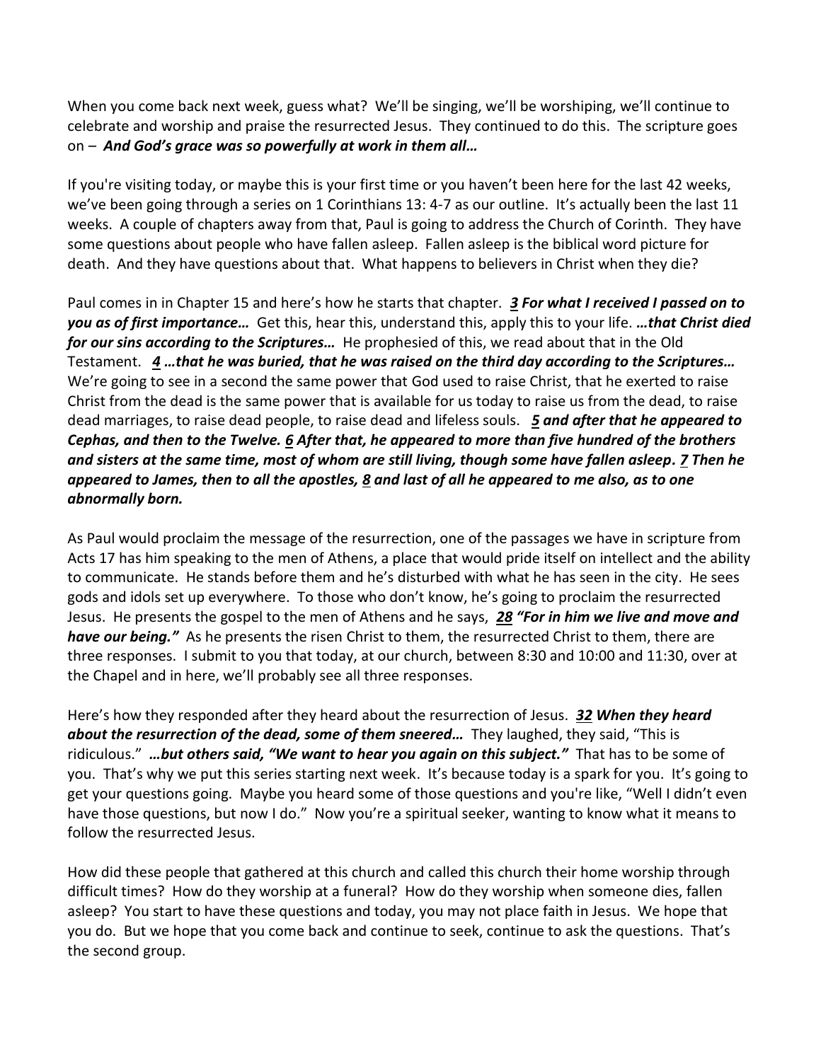When you come back next week, guess what? We'll be singing, we'll be worshiping, we'll continue to celebrate and worship and praise the resurrected Jesus. They continued to do this. The scripture goes on – ***And God's grace was so powerfully at work in them all…***

If you're visiting today, or maybe this is your first time or you haven't been here for the last 42 weeks, we've been going through a series on 1 Corinthians 13: 4-7 as our outline. It's actually been the last 11 weeks. A couple of chapters away from that, Paul is going to address the Church of Corinth. They have some questions about people who have fallen asleep. Fallen asleep is the biblical word picture for death. And they have questions about that. What happens to believers in Christ when they die?

Paul comes in in Chapter 15 and here's how he starts that chapter. ***3 For what I received I passed on to you as of first importance…*** Get this, hear this, understand this, apply this to your life. ***…that Christ died for our sins according to the Scriptures…*** He prophesied of this, we read about that in the Old Testament. ***4 …that he was buried, that he was raised on the third day according to the Scriptures…*** We're going to see in a second the same power that God used to raise Christ, that he exerted to raise Christ from the dead is the same power that is available for us today to raise us from the dead, to raise dead marriages, to raise dead people, to raise dead and lifeless souls. ***5 and after that he appeared to Cephas, and then to the Twelve. 6 After that, he appeared to more than five hundred of the brothers and sisters at the same time, most of whom are still living, though some have fallen asleep. 7 Then he appeared to James, then to all the apostles, 8 and last of all he appeared to me also, as to one abnormally born.***

As Paul would proclaim the message of the resurrection, one of the passages we have in scripture from Acts 17 has him speaking to the men of Athens, a place that would pride itself on intellect and the ability to communicate. He stands before them and he's disturbed with what he has seen in the city. He sees gods and idols set up everywhere. To those who don't know, he's going to proclaim the resurrected Jesus. He presents the gospel to the men of Athens and he says, ***28 "For in him we live and move and have our being."*** As he presents the risen Christ to them, the resurrected Christ to them, there are three responses. I submit to you that today, at our church, between 8:30 and 10:00 and 11:30, over at the Chapel and in here, we'll probably see all three responses.

Here's how they responded after they heard about the resurrection of Jesus. ***32 When they heard about the resurrection of the dead, some of them sneered…*** They laughed, they said, "This is ridiculous." ***…but others said, "We want to hear you again on this subject."*** That has to be some of you. That's why we put this series starting next week. It's because today is a spark for you. It's going to get your questions going. Maybe you heard some of those questions and you're like, "Well I didn't even have those questions, but now I do." Now you're a spiritual seeker, wanting to know what it means to follow the resurrected Jesus.

How did these people that gathered at this church and called this church their home worship through difficult times? How do they worship at a funeral? How do they worship when someone dies, fallen asleep? You start to have these questions and today, you may not place faith in Jesus. We hope that you do. But we hope that you come back and continue to seek, continue to ask the questions. That's the second group.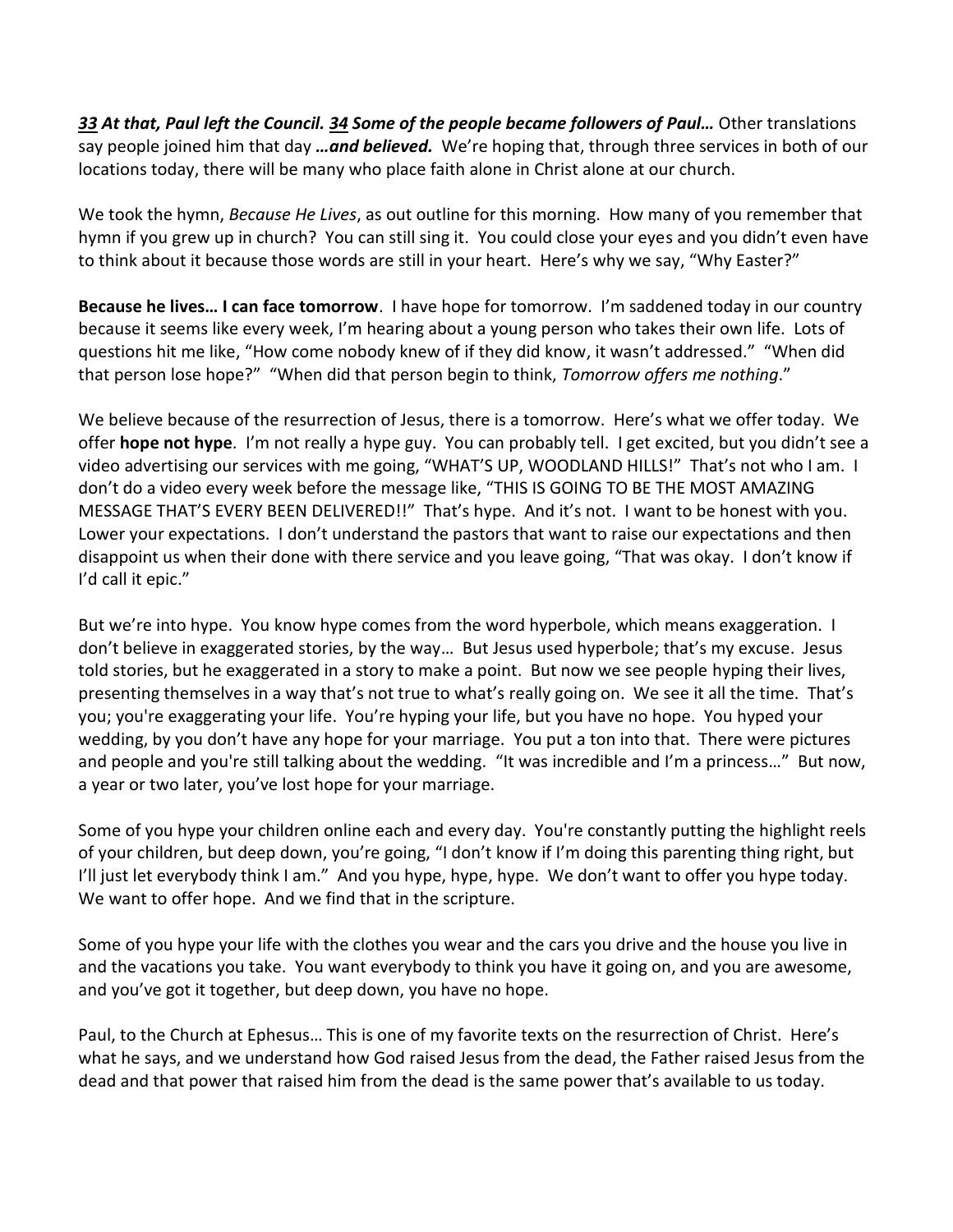***33* At that, Paul left the Council. *34* Some of the people became followers of Paul…** Other translations say people joined him that day ***…and believed.*** We're hoping that, through three services in both of our locations today, there will be many who place faith alone in Christ alone at our church.

We took the hymn, *Because He Lives*, as out outline for this morning. How many of you remember that hymn if you grew up in church? You can still sing it. You could close your eyes and you didn't even have to think about it because those words are still in your heart. Here's why we say, "Why Easter?"

**Because he lives… I can face tomorrow**. I have hope for tomorrow. I'm saddened today in our country because it seems like every week, I'm hearing about a young person who takes their own life. Lots of questions hit me like, "How come nobody knew of if they did know, it wasn't addressed." "When did that person lose hope?" "When did that person begin to think, *Tomorrow offers me nothing*."

We believe because of the resurrection of Jesus, there is a tomorrow. Here's what we offer today. We offer **hope not hype**. I'm not really a hype guy. You can probably tell. I get excited, but you didn't see a video advertising our services with me going, "WHAT'S UP, WOODLAND HILLS!" That's not who I am. I don't do a video every week before the message like, "THIS IS GOING TO BE THE MOST AMAZING MESSAGE THAT'S EVERY BEEN DELIVERED!!" That's hype. And it's not. I want to be honest with you. Lower your expectations. I don't understand the pastors that want to raise our expectations and then disappoint us when their done with there service and you leave going, "That was okay. I don't know if I'd call it epic."

But we're into hype. You know hype comes from the word hyperbole, which means exaggeration. I don't believe in exaggerated stories, by the way… But Jesus used hyperbole; that's my excuse. Jesus told stories, but he exaggerated in a story to make a point. But now we see people hyping their lives, presenting themselves in a way that's not true to what's really going on. We see it all the time. That's you; you're exaggerating your life. You're hyping your life, but you have no hope. You hyped your wedding, by you don't have any hope for your marriage. You put a ton into that. There were pictures and people and you're still talking about the wedding. "It was incredible and I'm a princess…" But now, a year or two later, you've lost hope for your marriage.

Some of you hype your children online each and every day. You're constantly putting the highlight reels of your children, but deep down, you're going, "I don't know if I'm doing this parenting thing right, but I'll just let everybody think I am." And you hype, hype, hype. We don't want to offer you hype today. We want to offer hope. And we find that in the scripture.

Some of you hype your life with the clothes you wear and the cars you drive and the house you live in and the vacations you take. You want everybody to think you have it going on, and you are awesome, and you've got it together, but deep down, you have no hope.

Paul, to the Church at Ephesus… This is one of my favorite texts on the resurrection of Christ. Here's what he says, and we understand how God raised Jesus from the dead, the Father raised Jesus from the dead and that power that raised him from the dead is the same power that's available to us today.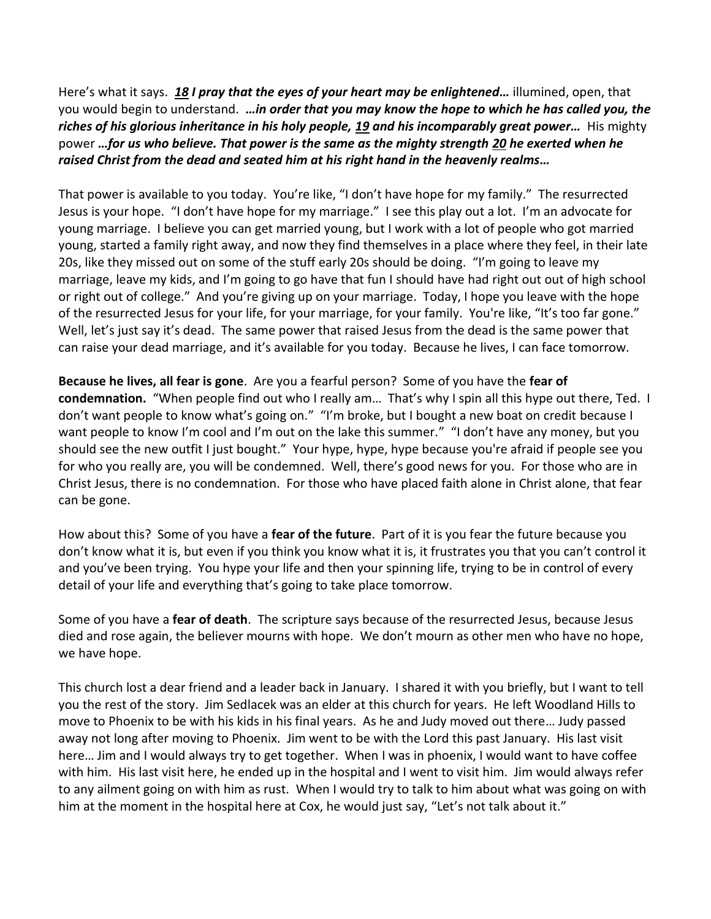Here's what it says. ***18 I pray that the eyes of your heart may be enlightened…*** illumined, open, that you would begin to understand. ***…in order that you may know the hope to which he has called you, the riches of his glorious inheritance in his holy people, 19 and his incomparably great power…*** His mighty power ***…for us who believe. That power is the same as the mighty strength 20 he exerted when he raised Christ from the dead and seated him at his right hand in the heavenly realms…***

That power is available to you today. You're like, "I don't have hope for my family." The resurrected Jesus is your hope. "I don't have hope for my marriage." I see this play out a lot. I'm an advocate for young marriage. I believe you can get married young, but I work with a lot of people who got married young, started a family right away, and now they find themselves in a place where they feel, in their late 20s, like they missed out on some of the stuff early 20s should be doing. "I'm going to leave my marriage, leave my kids, and I'm going to go have that fun I should have had right out out of high school or right out of college." And you're giving up on your marriage. Today, I hope you leave with the hope of the resurrected Jesus for your life, for your marriage, for your family. You're like, "It's too far gone." Well, let's just say it's dead. The same power that raised Jesus from the dead is the same power that can raise your dead marriage, and it's available for you today. Because he lives, I can face tomorrow.

**Because he lives, all fear is gone**. Are you a fearful person? Some of you have the **fear of condemnation.** "When people find out who I really am… That's why I spin all this hype out there, Ted. I don't want people to know what's going on." "I'm broke, but I bought a new boat on credit because I want people to know I'm cool and I'm out on the lake this summer." "I don't have any money, but you should see the new outfit I just bought." Your hype, hype, hype because you're afraid if people see you for who you really are, you will be condemned. Well, there's good news for you. For those who are in Christ Jesus, there is no condemnation. For those who have placed faith alone in Christ alone, that fear can be gone.

How about this? Some of you have a **fear of the future**. Part of it is you fear the future because you don't know what it is, but even if you think you know what it is, it frustrates you that you can't control it and you've been trying. You hype your life and then your spinning life, trying to be in control of every detail of your life and everything that's going to take place tomorrow.

Some of you have a **fear of death**. The scripture says because of the resurrected Jesus, because Jesus died and rose again, the believer mourns with hope. We don't mourn as other men who have no hope, we have hope.

This church lost a dear friend and a leader back in January. I shared it with you briefly, but I want to tell you the rest of the story. Jim Sedlacek was an elder at this church for years. He left Woodland Hills to move to Phoenix to be with his kids in his final years. As he and Judy moved out there… Judy passed away not long after moving to Phoenix. Jim went to be with the Lord this past January. His last visit here… Jim and I would always try to get together. When I was in phoenix, I would want to have coffee with him. His last visit here, he ended up in the hospital and I went to visit him. Jim would always refer to any ailment going on with him as rust. When I would try to talk to him about what was going on with him at the moment in the hospital here at Cox, he would just say, "Let's not talk about it."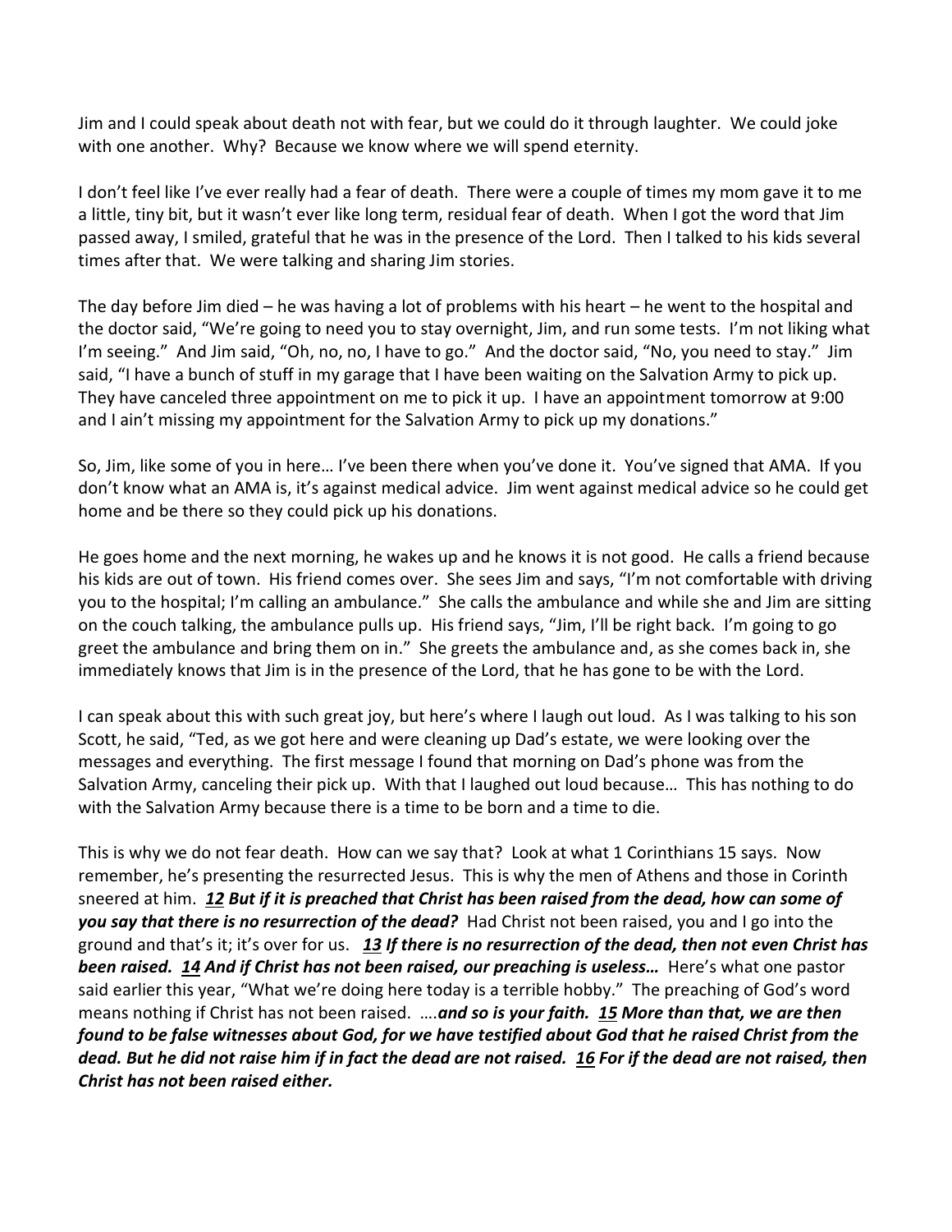Jim and I could speak about death not with fear, but we could do it through laughter. We could joke with one another. Why? Because we know where we will spend eternity.

I don't feel like I've ever really had a fear of death. There were a couple of times my mom gave it to me a little, tiny bit, but it wasn't ever like long term, residual fear of death. When I got the word that Jim passed away, I smiled, grateful that he was in the presence of the Lord. Then I talked to his kids several times after that. We were talking and sharing Jim stories.

The day before Jim died – he was having a lot of problems with his heart – he went to the hospital and the doctor said, "We're going to need you to stay overnight, Jim, and run some tests. I'm not liking what I'm seeing." And Jim said, "Oh, no, no, I have to go." And the doctor said, "No, you need to stay." Jim said, "I have a bunch of stuff in my garage that I have been waiting on the Salvation Army to pick up. They have canceled three appointment on me to pick it up. I have an appointment tomorrow at 9:00 and I ain't missing my appointment for the Salvation Army to pick up my donations."

So, Jim, like some of you in here… I've been there when you've done it. You've signed that AMA. If you don't know what an AMA is, it's against medical advice. Jim went against medical advice so he could get home and be there so they could pick up his donations.

He goes home and the next morning, he wakes up and he knows it is not good. He calls a friend because his kids are out of town. His friend comes over. She sees Jim and says, "I'm not comfortable with driving you to the hospital; I'm calling an ambulance." She calls the ambulance and while she and Jim are sitting on the couch talking, the ambulance pulls up. His friend says, "Jim, I'll be right back. I'm going to go greet the ambulance and bring them on in." She greets the ambulance and, as she comes back in, she immediately knows that Jim is in the presence of the Lord, that he has gone to be with the Lord.

I can speak about this with such great joy, but here's where I laugh out loud. As I was talking to his son Scott, he said, "Ted, as we got here and were cleaning up Dad's estate, we were looking over the messages and everything. The first message I found that morning on Dad's phone was from the Salvation Army, canceling their pick up. With that I laughed out loud because… This has nothing to do with the Salvation Army because there is a time to be born and a time to die.

This is why we do not fear death. How can we say that? Look at what 1 Corinthians 15 says. Now remember, he's presenting the resurrected Jesus. This is why the men of Athens and those in Corinth sneered at him. ***12 But if it is preached that Christ has been raised from the dead, how can some of you say that there is no resurrection of the dead?*** Had Christ not been raised, you and I go into the ground and that's it; it's over for us. ***13 If there is no resurrection of the dead, then not even Christ has been raised. 14 And if Christ has not been raised, our preaching is useless…*** Here's what one pastor said earlier this year, "What we're doing here today is a terrible hobby." The preaching of God's word means nothing if Christ has not been raised. ….***and so is your faith. 15 More than that, we are then found to be false witnesses about God, for we have testified about God that he raised Christ from the dead. But he did not raise him if in fact the dead are not raised. 16 For if the dead are not raised, then Christ has not been raised either.***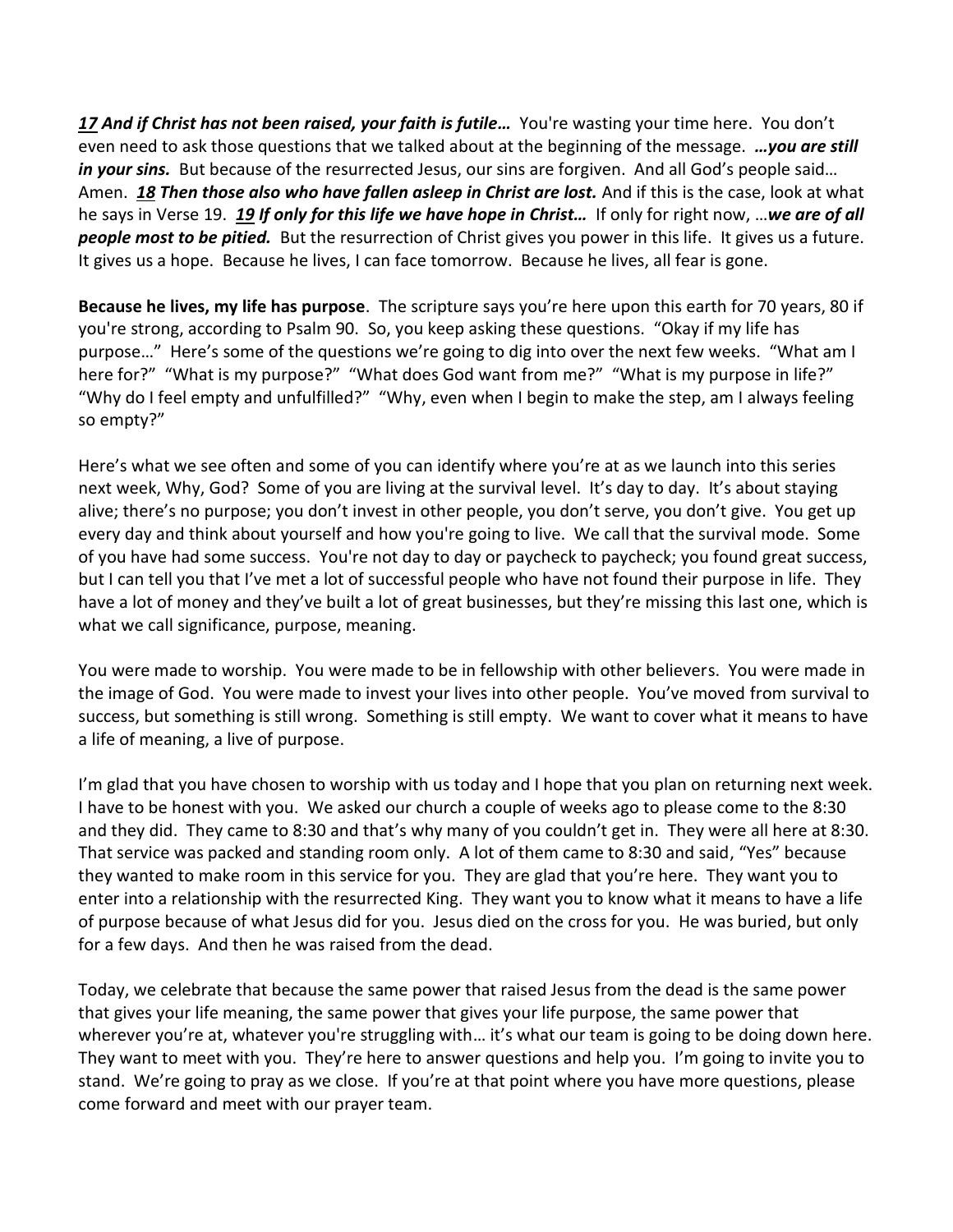***17*** ***And if Christ has not been raised, your faith is futile…*** You're wasting your time here. You don't even need to ask those questions that we talked about at the beginning of the message. ***…you are still in your sins.*** But because of the resurrected Jesus, our sins are forgiven. And all God's people said… Amen. ***18*** ***Then those also who have fallen asleep in Christ are lost.*** And if this is the case, look at what he says in Verse 19. ***19*** ***If only for this life we have hope in Christ…*** If only for right now, …***we are of all people most to be pitied.*** But the resurrection of Christ gives you power in this life. It gives us a future. It gives us a hope. Because he lives, I can face tomorrow. Because he lives, all fear is gone.

**Because he lives, my life has purpose**. The scripture says you're here upon this earth for 70 years, 80 if you're strong, according to Psalm 90. So, you keep asking these questions. "Okay if my life has purpose…" Here's some of the questions we're going to dig into over the next few weeks. "What am I here for?" "What is my purpose?" "What does God want from me?" "What is my purpose in life?" "Why do I feel empty and unfulfilled?" "Why, even when I begin to make the step, am I always feeling so empty?"

Here's what we see often and some of you can identify where you're at as we launch into this series next week, Why, God? Some of you are living at the survival level. It's day to day. It's about staying alive; there's no purpose; you don't invest in other people, you don't serve, you don't give. You get up every day and think about yourself and how you're going to live. We call that the survival mode. Some of you have had some success. You're not day to day or paycheck to paycheck; you found great success, but I can tell you that I've met a lot of successful people who have not found their purpose in life. They have a lot of money and they've built a lot of great businesses, but they're missing this last one, which is what we call significance, purpose, meaning.

You were made to worship. You were made to be in fellowship with other believers. You were made in the image of God. You were made to invest your lives into other people. You've moved from survival to success, but something is still wrong. Something is still empty. We want to cover what it means to have a life of meaning, a live of purpose.

I'm glad that you have chosen to worship with us today and I hope that you plan on returning next week. I have to be honest with you. We asked our church a couple of weeks ago to please come to the 8:30 and they did. They came to 8:30 and that's why many of you couldn't get in. They were all here at 8:30. That service was packed and standing room only. A lot of them came to 8:30 and said, "Yes" because they wanted to make room in this service for you. They are glad that you're here. They want you to enter into a relationship with the resurrected King. They want you to know what it means to have a life of purpose because of what Jesus did for you. Jesus died on the cross for you. He was buried, but only for a few days. And then he was raised from the dead.

Today, we celebrate that because the same power that raised Jesus from the dead is the same power that gives your life meaning, the same power that gives your life purpose, the same power that wherever you're at, whatever you're struggling with… it's what our team is going to be doing down here. They want to meet with you. They're here to answer questions and help you. I'm going to invite you to stand. We're going to pray as we close. If you're at that point where you have more questions, please come forward and meet with our prayer team.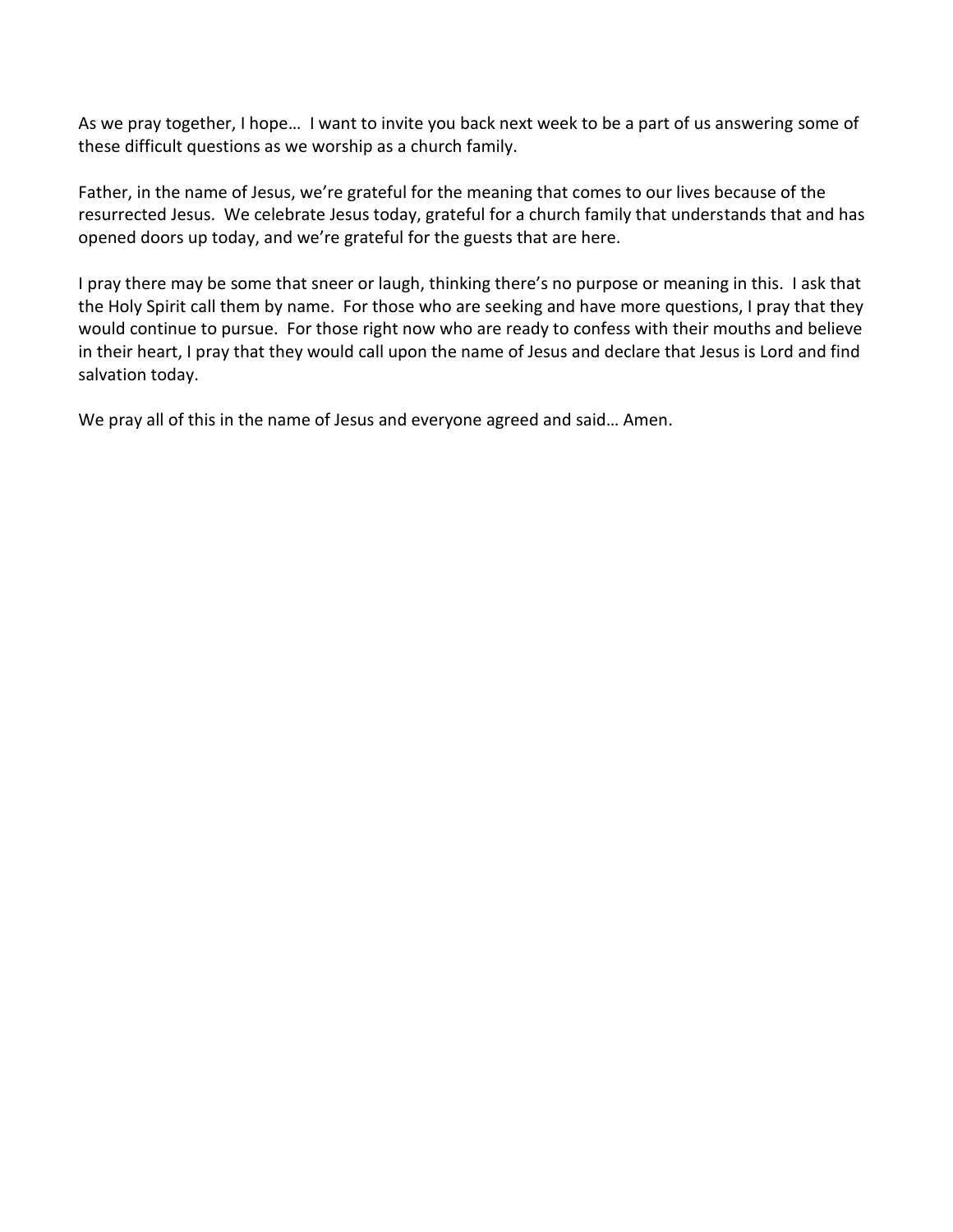As we pray together, I hope… I want to invite you back next week to be a part of us answering some of these difficult questions as we worship as a church family.

Father, in the name of Jesus, we're grateful for the meaning that comes to our lives because of the resurrected Jesus. We celebrate Jesus today, grateful for a church family that understands that and has opened doors up today, and we're grateful for the guests that are here.

I pray there may be some that sneer or laugh, thinking there's no purpose or meaning in this. I ask that the Holy Spirit call them by name. For those who are seeking and have more questions, I pray that they would continue to pursue. For those right now who are ready to confess with their mouths and believe in their heart, I pray that they would call upon the name of Jesus and declare that Jesus is Lord and find salvation today.

We pray all of this in the name of Jesus and everyone agreed and said… Amen.